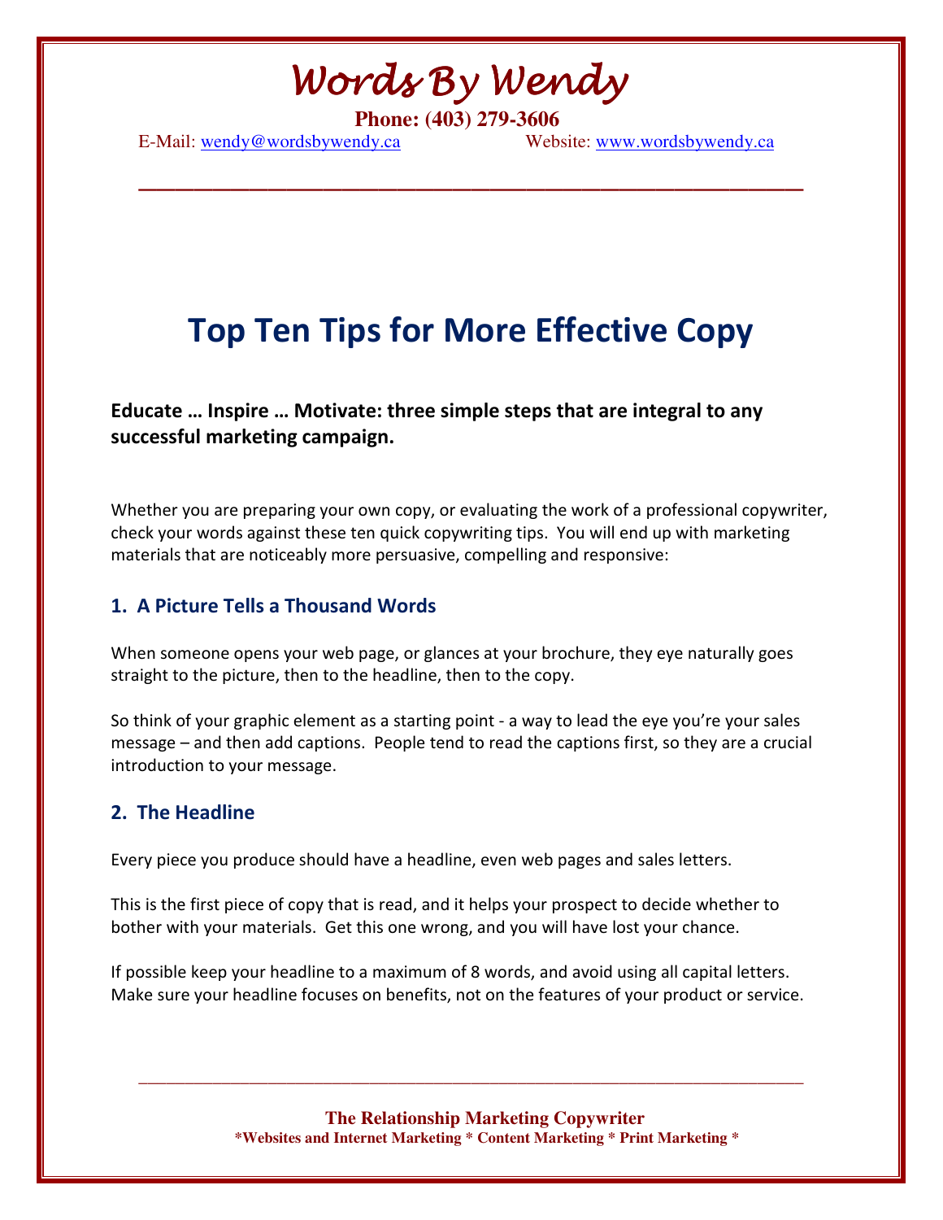# Words By Wendy

**Phone: (403) 279-3606**

E-Mail: wendy@wordsbywendy.ca Website: www.wordsbywendy.ca

---

# Top Ten Tips for More Effective Copy

**Educate … Inspire … Motivate: three simple steps that are integral to any successful marketing campaign.**

Whether you are preparing your own copy, or evaluating the work of a professional copywriter, check your words against these ten quick copywriting tips. You will end up with marketing materials that are noticeably more persuasive, compelling and responsive:

## 1. A Picture Tells a Thousand Words

When someone opens your web page, or glances at your brochure, they eye naturally goes straight to the picture, then to the headline, then to the copy.

So think of your graphic element as a starting point - a way to lead the eye you're your sales message – and then add captions. People tend to read the captions first, so they are a crucial introduction to your message.

## 2. The Headline

Every piece you produce should have a headline, even web pages and sales letters.

This is the first piece of copy that is read, and it helps your prospect to decide whether to bother with your materials. Get this one wrong, and you will have lost your chance.

If possible keep your headline to a maximum of 8 words, and avoid using all capital letters. Make sure your headline focuses on benefits, not on the features of your product or service.

---

**The Relationship Marketing Copywriter**

**\*Websites and Internet Marketing \* Content Marketing \* Print Marketing \***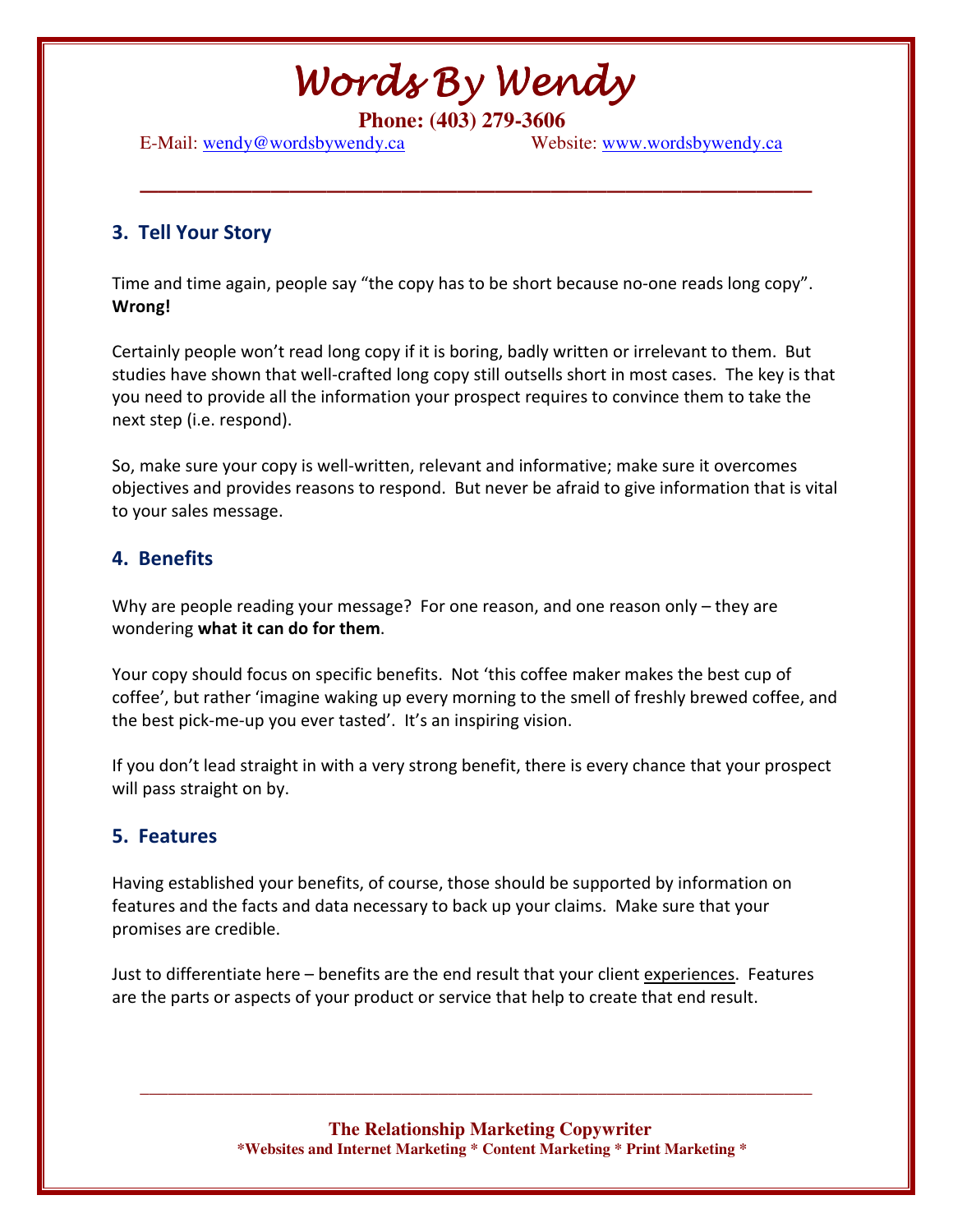## 3. Tell Your Story

Time and time again, people say "the copy has to be short because no-one reads long copy". **Wrong!**

Certainly people won't read long copy if it is boring, badly written or irrelevant to them. But studies have shown that well-crafted long copy still outsells short in most cases. The key is that you need to provide all the information your prospect requires to convince them to take the next step (i.e. respond).

So, make sure your copy is well-written, relevant and informative; make sure it overcomes objectives and provides reasons to respond. But never be afraid to give information that is vital to your sales message.

## 4. Benefits

Why are people reading your message? For one reason, and one reason only – they are wondering **what it can do for them**.

Your copy should focus on specific benefits. Not 'this coffee maker makes the best cup of coffee', but rather 'imagine waking up every morning to the smell of freshly brewed coffee, and the best pick-me-up you ever tasted'. It's an inspiring vision.

If you don't lead straight in with a very strong benefit, there is every chance that your prospect will pass straight on by.

## 5. Features

Having established your benefits, of course, those should be supported by information on features and the facts and data necessary to back up your claims. Make sure that your promises are credible.

Just to differentiate here – benefits are the end result that your client experiences. Features are the parts or aspects of your product or service that help to create that end result.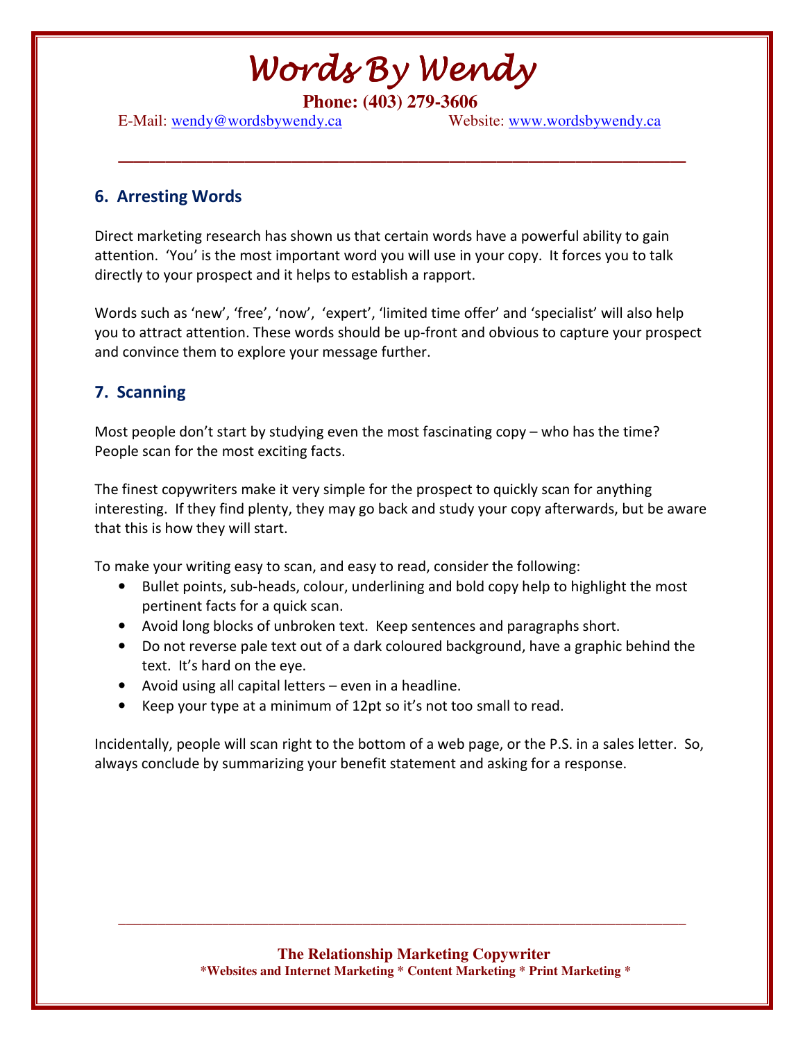## 6. Arresting Words

Direct marketing research has shown us that certain words have a powerful ability to gain attention. 'You' is the most important word you will use in your copy. It forces you to talk directly to your prospect and it helps to establish a rapport.

Words such as 'new', 'free', 'now', 'expert', 'limited time offer' and 'specialist' will also help you to attract attention. These words should be up-front and obvious to capture your prospect and convince them to explore your message further.

## 7. Scanning

Most people don't start by studying even the most fascinating copy – who has the time? People scan for the most exciting facts.

The finest copywriters make it very simple for the prospect to quickly scan for anything interesting. If they find plenty, they may go back and study your copy afterwards, but be aware that this is how they will start.

To make your writing easy to scan, and easy to read, consider the following:

- Bullet points, sub-heads, colour, underlining and bold copy help to highlight the most pertinent facts for a quick scan.
- Avoid long blocks of unbroken text. Keep sentences and paragraphs short.
- Do not reverse pale text out of a dark coloured background, have a graphic behind the text. It's hard on the eye.
- Avoid using all capital letters – even in a headline.
- Keep your type at a minimum of 12pt so it's not too small to read.

Incidentally, people will scan right to the bottom of a web page, or the P.S. in a sales letter. So, always conclude by summarizing your benefit statement and asking for a response.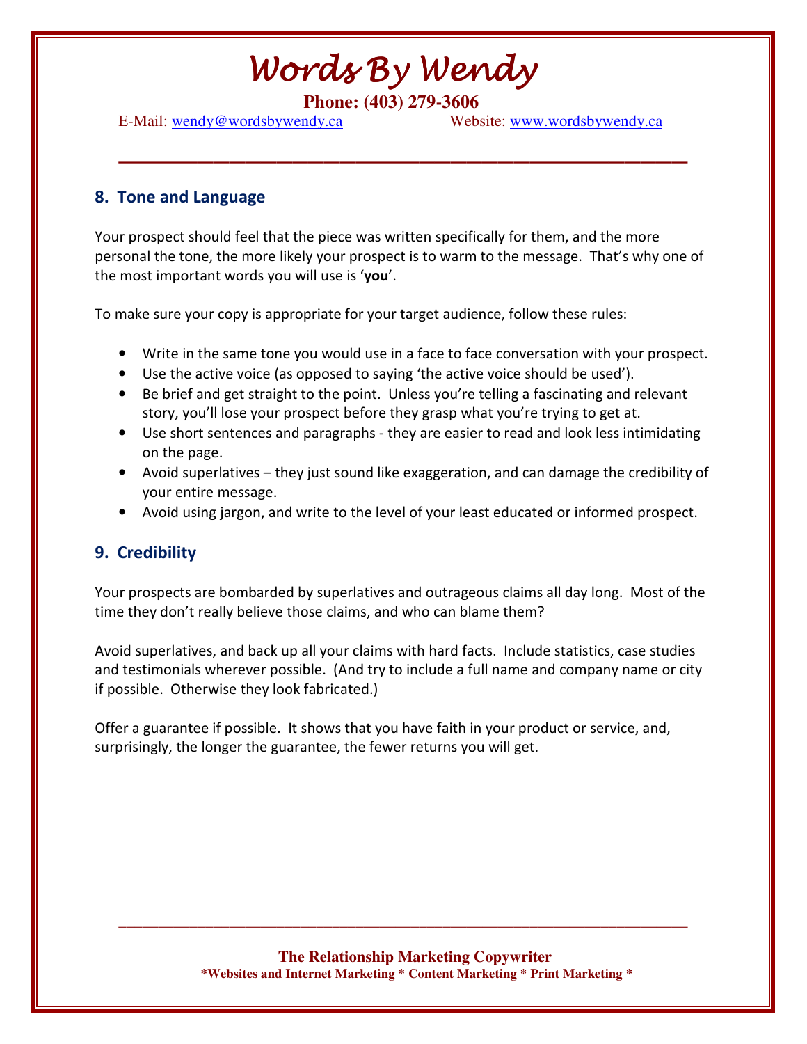## 8. Tone and Language

Your prospect should feel that the piece was written specifically for them, and the more personal the tone, the more likely your prospect is to warm to the message. That's why one of the most important words you will use is '**you**'.

To make sure your copy is appropriate for your target audience, follow these rules:

- Write in the same tone you would use in a face to face conversation with your prospect.
- Use the active voice (as opposed to saying 'the active voice should be used').
- Be brief and get straight to the point. Unless you're telling a fascinating and relevant story, you'll lose your prospect before they grasp what you're trying to get at.
- Use short sentences and paragraphs - they are easier to read and look less intimidating on the page.
- Avoid superlatives – they just sound like exaggeration, and can damage the credibility of your entire message.
- Avoid using jargon, and write to the level of your least educated or informed prospect.

## 9. Credibility

Your prospects are bombarded by superlatives and outrageous claims all day long. Most of the time they don't really believe those claims, and who can blame them?

Avoid superlatives, and back up all your claims with hard facts. Include statistics, case studies and testimonials wherever possible. (And try to include a full name and company name or city if possible. Otherwise they look fabricated.)

Offer a guarantee if possible. It shows that you have faith in your product or service, and, surprisingly, the longer the guarantee, the fewer returns you will get.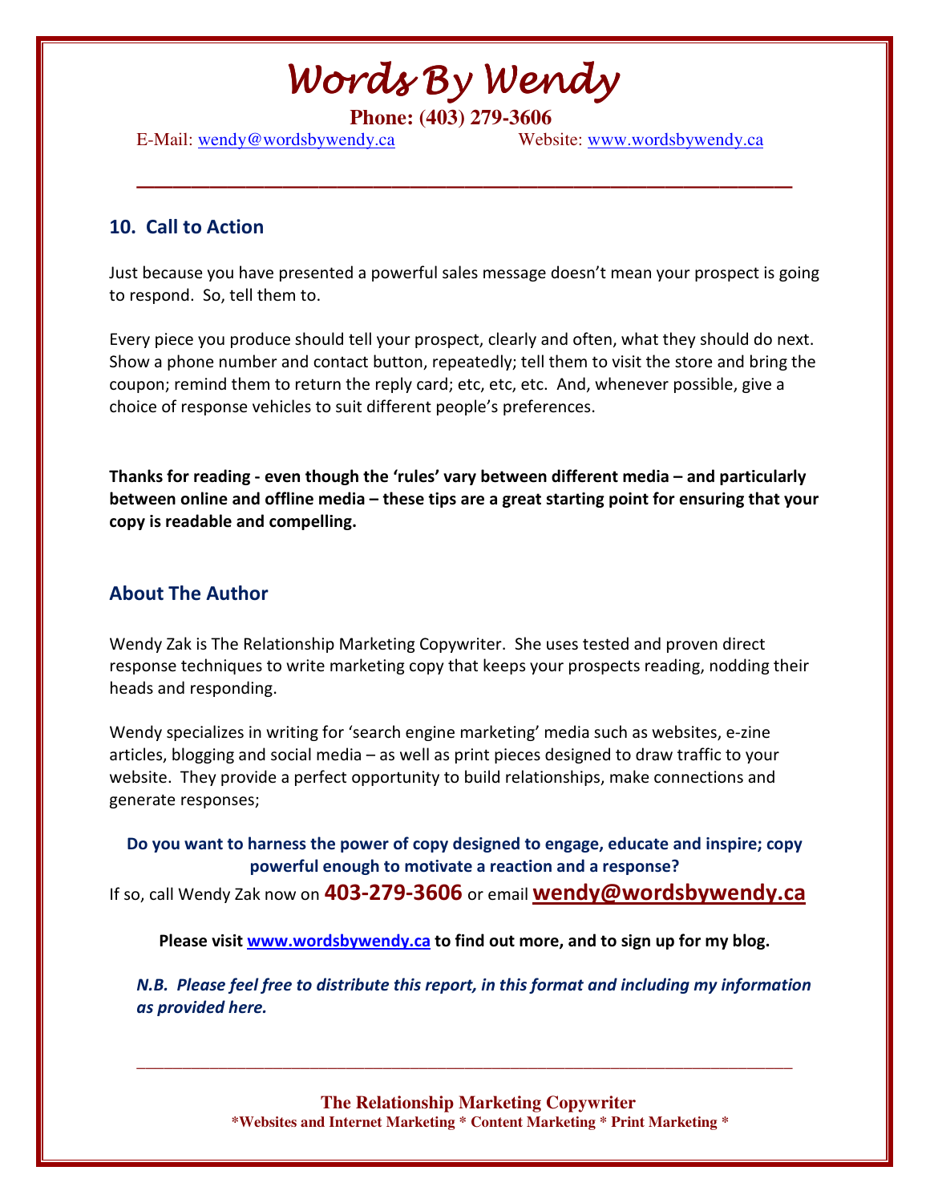## 10. Call to Action

Just because you have presented a powerful sales message doesn't mean your prospect is going to respond. So, tell them to.

Every piece you produce should tell your prospect, clearly and often, what they should do next. Show a phone number and contact button, repeatedly; tell them to visit the store and bring the coupon; remind them to return the reply card; etc, etc, etc. And, whenever possible, give a choice of response vehicles to suit different people's preferences.

**Thanks for reading - even though the 'rules' vary between different media – and particularly between online and offline media – these tips are a great starting point for ensuring that your copy is readable and compelling.**

## About The Author

Wendy Zak is The Relationship Marketing Copywriter. She uses tested and proven direct response techniques to write marketing copy that keeps your prospects reading, nodding their heads and responding.

Wendy specializes in writing for 'search engine marketing' media such as websites, e-zine articles, blogging and social media – as well as print pieces designed to draw traffic to your website. They provide a perfect opportunity to build relationships, make connections and generate responses;

**Do you want to harness the power of copy designed to engage, educate and inspire; copy powerful enough to motivate a reaction and a response?**

If so, call Wendy Zak now on **403-279-3606** or email **wendy@wordsbywendy.ca**

**Please visit www.wordsbywendy.ca to find out more, and to sign up for my blog.**

***N.B. Please feel free to distribute this report, in this format and including my information as provided here.***